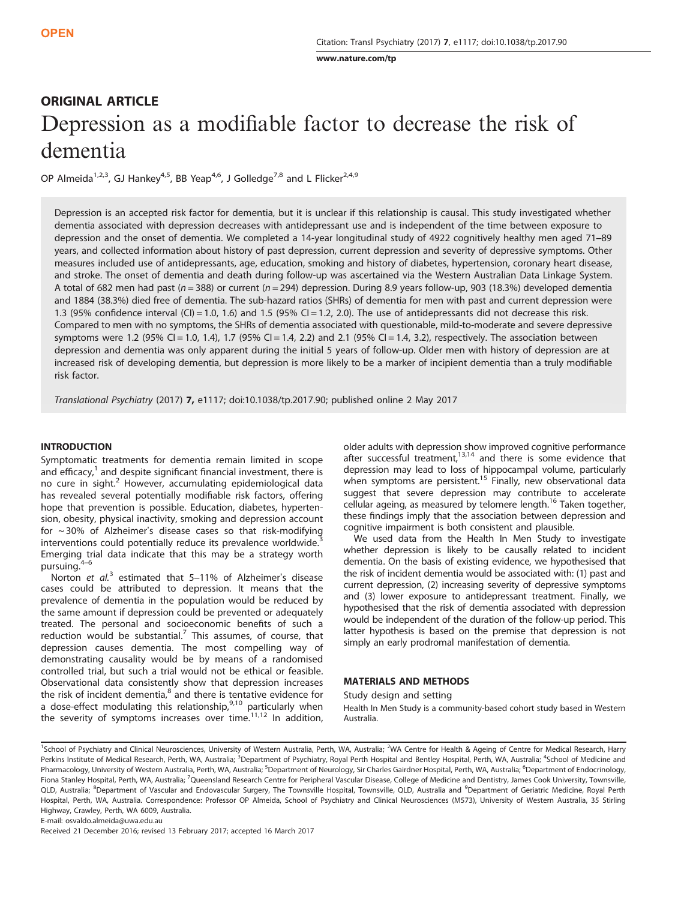OPEN

Citation: Transl Psychiatry (2017) 7, e1117; doi:10.1038/tp.2017.90

www.nature.com/tp

## ORIGINAL ARTICLE

# Depression as a modifiable factor to decrease the risk of dementia

OP Almeida[1,2,3], GJ Hankey[4,5], BB Yeap[4,6], J Golledge[7,8] and L Flicker[2,4,9]

Depression is an accepted risk factor for dementia, but it is unclear if this relationship is causal. This study investigated whether dementia associated with depression decreases with antidepressant use and is independent of the time between exposure to depression and the onset of dementia. We completed a 14-year longitudinal study of 4922 cognitively healthy men aged 71–89 years, and collected information about history of past depression, current depression and severity of depressive symptoms. Other measures included use of antidepressants, age, education, smoking and history of diabetes, hypertension, coronary heart disease, and stroke. The onset of dementia and death during follow-up was ascertained via the Western Australian Data Linkage System. A total of 682 men had past ($n = 388$) or current ($n = 294$) depression. During 8.9 years follow-up, 903 (18.3%) developed dementia and 1884 (38.3%) died free of dementia. The sub-hazard ratios (SHRs) of dementia for men with past and current depression were 1.3 (95% confidence interval (CI) = 1.0, 1.6) and 1.5 (95% CI = 1.2, 2.0). The use of antidepressants did not decrease this risk. Compared to men with no symptoms, the SHRs of dementia associated with questionable, mild-to-moderate and severe depressive symptoms were 1.2 (95% CI = 1.0, 1.4), 1.7 (95% CI = 1.4, 2.2) and 2.1 (95% CI = 1.4, 3.2), respectively. The association between depression and dementia was only apparent during the initial 5 years of follow-up. Older men with history of depression are at increased risk of developing dementia, but depression is more likely to be a marker of incipient dementia than a truly modifiable risk factor.

*Translational Psychiatry* (2017) **7,** e1117; doi:10.1038/tp.2017.90; published online 2 May 2017

## INTRODUCTION

Symptomatic treatments for dementia remain limited in scope and efficacy,[1] and despite significant financial investment, there is no cure in sight.[2] However, accumulating epidemiological data has revealed several potentially modifiable risk factors, offering hope that prevention is possible. Education, diabetes, hypertension, obesity, physical inactivity, smoking and depression account for ~30% of Alzheimer's disease cases so that risk-modifying interventions could potentially reduce its prevalence worldwide.[3] Emerging trial data indicate that this may be a strategy worth pursuing.[4–6]

Norton *et al.*[3] estimated that 5–11% of Alzheimer's disease cases could be attributed to depression. It means that the prevalence of dementia in the population would be reduced by the same amount if depression could be prevented or adequately treated. The personal and socioeconomic benefits of such a reduction would be substantial.[7] This assumes, of course, that depression causes dementia. The most compelling way of demonstrating causality would be by means of a randomised controlled trial, but such a trial would not be ethical or feasible. Observational data consistently show that depression increases the risk of incident dementia,[8] and there is tentative evidence for a dose-effect modulating this relationship,[9,10] particularly when the severity of symptoms increases over time.[11,12] In addition, older adults with depression show improved cognitive performance after successful treatment,[13,14] and there is some evidence that depression may lead to loss of hippocampal volume, particularly when symptoms are persistent.[15] Finally, new observational data suggest that severe depression may contribute to accelerate cellular ageing, as measured by telomere length.[16] Taken together, these findings imply that the association between depression and cognitive impairment is both consistent and plausible.

We used data from the Health In Men Study to investigate whether depression is likely to be causally related to incident dementia. On the basis of existing evidence, we hypothesised that the risk of incident dementia would be associated with: (1) past and current depression, (2) increasing severity of depressive symptoms and (3) lower exposure to antidepressant treatment. Finally, we hypothesised that the risk of dementia associated with depression would be independent of the duration of the follow-up period. This latter hypothesis is based on the premise that depression is not simply an early prodromal manifestation of dementia.

## MATERIALS AND METHODS

### Study design and setting

Health In Men Study is a community-based cohort study based in Western Australia.

[1]School of Psychiatry and Clinical Neurosciences, University of Western Australia, Perth, WA, Australia; [2]WA Centre for Health & Ageing of Centre for Medical Research, Harry Perkins Institute of Medical Research, Perth, WA, Australia; [3]Department of Psychiatry, Royal Perth Hospital and Bentley Hospital, Perth, WA, Australia; [4]School of Medicine and Pharmacology, University of Western Australia, Perth, WA, Australia; [5]Department of Neurology, Sir Charles Gairdner Hospital, Perth, WA, Australia; [6]Department of Endocrinology, Fiona Stanley Hospital, Perth, WA, Australia; [7]Queensland Research Centre for Peripheral Vascular Disease, College of Medicine and Dentistry, James Cook University, Townsville, QLD, Australia; [8]Department of Vascular and Endovascular Surgery, The Townsville Hospital, Townsville, QLD, Australia and [9]Department of Geriatric Medicine, Royal Perth Hospital, Perth, WA, Australia. Correspondence: Professor OP Almeida, School of Psychiatry and Clinical Neurosciences (M573), University of Western Australia, 35 Stirling Highway, Crawley, Perth, WA 6009, Australia.

E-mail: osvaldo.almeida@uwa.edu.au

Received 21 December 2016; revised 13 February 2017; accepted 16 March 2017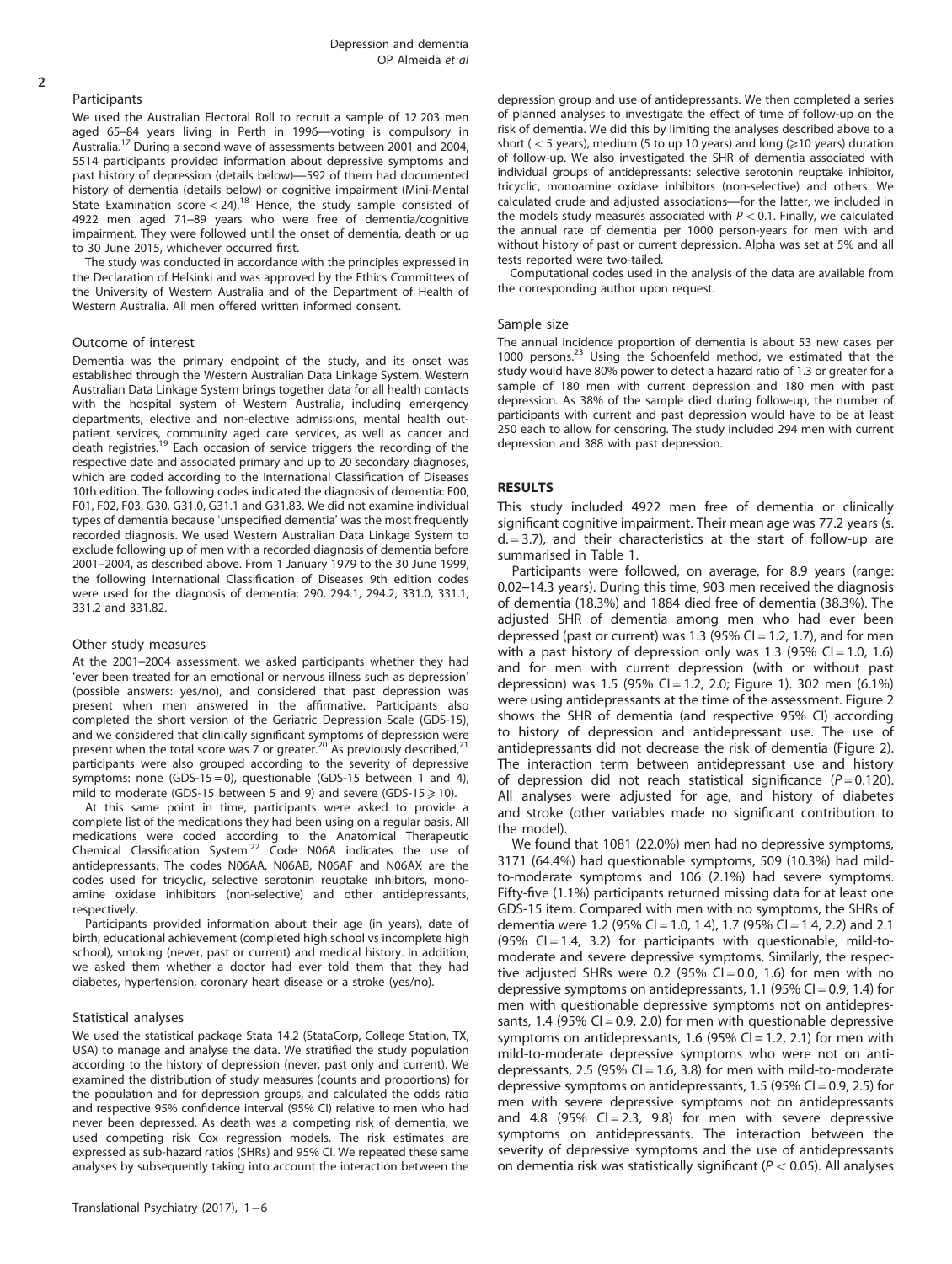### Participants

We used the Australian Electoral Roll to recruit a sample of 12 203 men aged 65–84 years living in Perth in 1996—voting is compulsory in Australia.[17] During a second wave of assessments between 2001 and 2004, 5514 participants provided information about depressive symptoms and past history of depression (details below)—592 of them had documented history of dementia (details below) or cognitive impairment (Mini-Mental State Examination score < 24).[18] Hence, the study sample consisted of 4922 men aged 71–89 years who were free of dementia/cognitive impairment. They were followed until the onset of dementia, death or up to 30 June 2015, whichever occurred first.

The study was conducted in accordance with the principles expressed in the Declaration of Helsinki and was approved by the Ethics Committees of the University of Western Australia and of the Department of Health of Western Australia. All men offered written informed consent.

### Outcome of interest

Dementia was the primary endpoint of the study, and its onset was established through the Western Australian Data Linkage System. Western Australian Data Linkage System brings together data for all health contacts with the hospital system of Western Australia, including emergency departments, elective and non-elective admissions, mental health outpatient services, community aged care services, as well as cancer and death registries.[19] Each occasion of service triggers the recording of the respective date and associated primary and up to 20 secondary diagnoses, which are coded according to the International Classification of Diseases 10th edition. The following codes indicated the diagnosis of dementia: F00, F01, F02, F03, G30, G31.0, G31.1 and G31.83. We did not examine individual types of dementia because 'unspecified dementia' was the most frequently recorded diagnosis. We used Western Australian Data Linkage System to exclude following up of men with a recorded diagnosis of dementia before 2001–2004, as described above. From 1 January 1979 to the 30 June 1999, the following International Classification of Diseases 9th edition codes were used for the diagnosis of dementia: 290, 294.1, 294.2, 331.0, 331.1, 331.2 and 331.82.

### Other study measures

At the 2001–2004 assessment, we asked participants whether they had 'ever been treated for an emotional or nervous illness such as depression' (possible answers: yes/no), and considered that past depression was present when men answered in the affirmative. Participants also completed the short version of the Geriatric Depression Scale (GDS-15), and we considered that clinically significant symptoms of depression were present when the total score was 7 or greater.[20] As previously described,[21] participants were also grouped according to the severity of depressive symptoms: none (GDS-15 = 0), questionable (GDS-15 between 1 and 4), mild to moderate (GDS-15 between 5 and 9) and severe (GDS-15 ⩾ 10).

At this same point in time, participants were asked to provide a complete list of the medications they had been using on a regular basis. All medications were coded according to the Anatomical Therapeutic Chemical Classification System.[22] Code N06A indicates the use of antidepressants. The codes N06AA, N06AB, N06AF and N06AX are the codes used for tricyclic, selective serotonin reuptake inhibitors, monoamine oxidase inhibitors (non-selective) and other antidepressants, respectively.

Participants provided information about their age (in years), date of birth, educational achievement (completed high school vs incomplete high school), smoking (never, past or current) and medical history. In addition, we asked them whether a doctor had ever told them that they had diabetes, hypertension, coronary heart disease or a stroke (yes/no).

### Statistical analyses

We used the statistical package Stata 14.2 (StataCorp, College Station, TX, USA) to manage and analyse the data. We stratified the study population according to the history of depression (never, past only and current). We examined the distribution of study measures (counts and proportions) for the population and for depression groups, and calculated the odds ratio and respective 95% confidence interval (95% CI) relative to men who had never been depressed. As death was a competing risk of dementia, we used competing risk Cox regression models. The risk estimates are expressed as sub-hazard ratios (SHRs) and 95% CI. We repeated these same analyses by subsequently taking into account the interaction between the depression group and use of antidepressants. We then completed a series of planned analyses to investigate the effect of time of follow-up on the risk of dementia. We did this by limiting the analyses described above to a short (< 5 years), medium (5 to up 10 years) and long (⩾10 years) duration of follow-up. We also investigated the SHR of dementia associated with individual groups of antidepressants: selective serotonin reuptake inhibitor, tricyclic, monoamine oxidase inhibitors (non-selective) and others. We calculated crude and adjusted associations—for the latter, we included in the models study measures associated with $P < 0.1$. Finally, we calculated the annual rate of dementia per 1000 person-years for men with and without history of past or current depression. Alpha was set at 5% and all tests reported were two-tailed.

Computational codes used in the analysis of the data are available from the corresponding author upon request.

### Sample size

The annual incidence proportion of dementia is about 53 new cases per 1000 persons.[23] Using the Schoenfeld method, we estimated that the study would have 80% power to detect a hazard ratio of 1.3 or greater for a sample of 180 men with current depression and 180 men with past depression. As 38% of the sample died during follow-up, the number of participants with current and past depression would have to be at least 250 each to allow for censoring. The study included 294 men with current depression and 388 with past depression.

## RESULTS

This study included 4922 men free of dementia or clinically significant cognitive impairment. Their mean age was 77.2 years (s.d. = 3.7), and their characteristics at the start of follow-up are summarised in Table 1.

Participants were followed, on average, for 8.9 years (range: 0.02–14.3 years). During this time, 903 men received the diagnosis of dementia (18.3%) and 1884 died free of dementia (38.3%). The adjusted SHR of dementia among men who had ever been depressed (past or current) was 1.3 (95% CI = 1.2, 1.7), and for men with a past history of depression only was 1.3 (95% CI = 1.0, 1.6) and for men with current depression (with or without past depression) was 1.5 (95% CI = 1.2, 2.0; Figure 1). 302 men (6.1%) were using antidepressants at the time of the assessment. Figure 2 shows the SHR of dementia (and respective 95% CI) according to history of depression and antidepressant use. The use of antidepressants did not decrease the risk of dementia (Figure 2). The interaction term between antidepressant use and history of depression did not reach statistical significance ($P = 0.120$). All analyses were adjusted for age, and history of diabetes and stroke (other variables made no significant contribution to the model).

We found that 1081 (22.0%) men had no depressive symptoms, 3171 (64.4%) had questionable symptoms, 509 (10.3%) had mild-to-moderate symptoms and 106 (2.1%) had severe symptoms. Fifty-five (1.1%) participants returned missing data for at least one GDS-15 item. Compared with men with no symptoms, the SHRs of dementia were 1.2 (95% CI = 1.0, 1.4), 1.7 (95% CI = 1.4, 2.2) and 2.1 (95% CI = 1.4, 3.2) for participants with questionable, mild-to-moderate and severe depressive symptoms. Similarly, the respective adjusted SHRs were 0.2 (95% CI = 0.0, 1.6) for men with no depressive symptoms on antidepressants, 1.1 (95% CI = 0.9, 1.4) for men with questionable depressive symptoms not on antidepressants, 1.4 (95% CI = 0.9, 2.0) for men with questionable depressive symptoms on antidepressants, 1.6 (95% CI = 1.2, 2.1) for men with mild-to-moderate depressive symptoms who were not on antidepressants, 2.5 (95% CI = 1.6, 3.8) for men with mild-to-moderate depressive symptoms on antidepressants, 1.5 (95% CI = 0.9, 2.5) for men with severe depressive symptoms not on antidepressants and 4.8 (95% CI = 2.3, 9.8) for men with severe depressive symptoms on antidepressants. The interaction between the severity of depressive symptoms and the use of antidepressants on dementia risk was statistically significant ($P < 0.05$). All analyses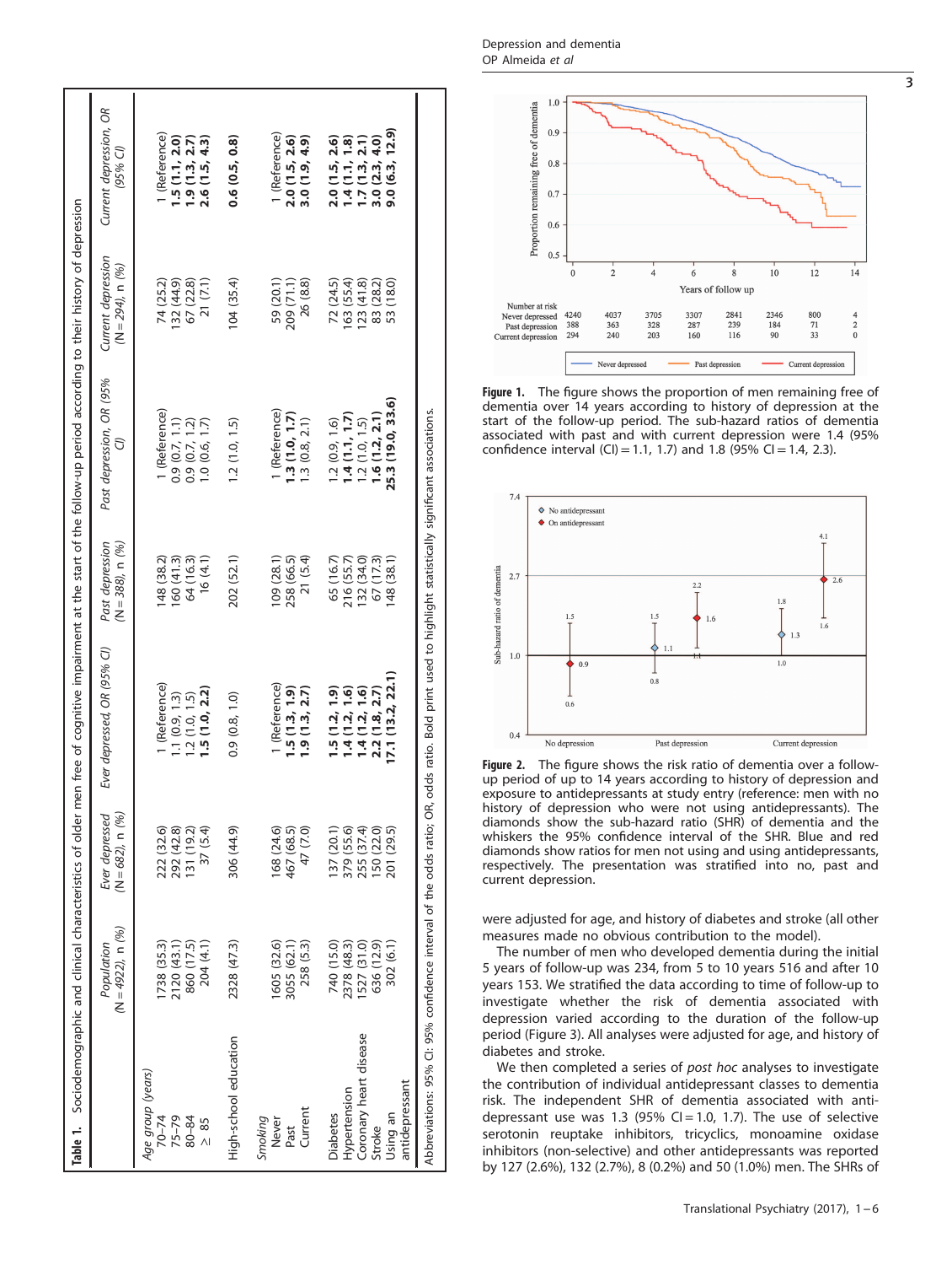**Table 1.** Sociodemographic and clinical characteristics of older men free of cognitive impairment at the start of the follow-up period according to their history of depression

| | Population (N = 4922), n (%) | Ever depressed (N = 682), n (%) | Ever depressed, OR (95% CI) | Past depression (N = 388), n (%) | Past depression, OR (95% CI) | Current depression (N = 294), n (%) | Current depression, OR (95% CI) |
|---|---|---|---|---|---|---|---|
| *Age group (years)* | | | | | | | |
| 70–74 | 1738 (35.3) | 222 (32.6) | 1 (Reference) | 148 (38.2) | 1 (Reference) | 74 (25.2) | 1 (Reference) |
| 75–79 | 2120 (43.1) | 292 (42.8) | 1.1 (0.9, 1.3) | 160 (41.3) | 0.9 (0.7, 1.1) | 132 (44.9) | **1.5 (1.1, 2.0)** |
| 80–84 | 860 (17.5) | 131 (19.2) | 1.2 (1.0, 1.5) | 64 (16.3) | 0.9 (0.7, 1.2) | 67 (22.8) | **1.9 (1.3, 2.7)** |
| ≥ 85 | 204 (4.1) | 37 (5.4) | **1.5 (1.0, 2.2)** | 16 (4.1) | 1.0 (0.6, 1.7) | 21 (7.1) | **2.6 (1.5, 4.3)** |
| High-school education | 2328 (47.3) | 306 (44.9) | 0.9 (0.8, 1.0) | 202 (52.1) | 1.2 (1.0, 1.5) | 104 (35.4) | **0.6 (0.5, 0.8)** |
| *Smoking* | | | | | | | |
| Never | 1605 (32.6) | 168 (24.6) | 1 (Reference) | 109 (28.1) | 1 (Reference) | 59 (20.1) | 1 (Reference) |
| Past | 3055 (62.1) | 467 (68.5) | **1.5 (1.3, 1.9)** | 258 (66.5) | **1.3 (1.0, 1.7)** | 209 (71.1) | **2.0 (1.5, 2.6)** |
| Current | 258 (5.3) | 47 (7.0) | **1.9 (1.3, 2.7)** | 21 (5.4) | 1.3 (0.8, 2.1) | 26 (8.8) | **3.0 (1.9, 4.9)** |
| Diabetes | 740 (15.0) | 137 (20.1) | **1.5 (1.2, 1.9)** | 65 (16.7) | 1.2 (0.9, 1.6) | 72 (24.5) | **2.0 (1.5, 2.6)** |
| Hypertension | 2378 (48.3) | 379 (55.6) | **1.4 (1.2, 1.6)** | 216 (55.7) | **1.4 (1.1, 1.7)** | 163 (55.4) | **1.4 (1.1, 1.8)** |
| Coronary heart disease | 1527 (31.0) | 255 (37.4) | **1.4 (1.2, 1.6)** | 132 (34.0) | 1.2 (1.0, 1.5) | 123 (41.8) | **1.7 (1.3, 2.1)** |
| Stroke | 636 (12.9) | 150 (22.0) | **2.2 (1.8, 2.7)** | 67 (17.3) | **1.6 (1.2, 2.1)** | 83 (28.2) | **3.0 (2.3, 4.0)** |
| Using an antidepressant | 302 (6.1) | 201 (29.5) | **17.1 (13.2, 22.1)** | 148 (38.1) | **25.3 (19.0, 33.6)** | 53 (18.0) | **9.0 (6.3, 12.9)** |

Abbreviations: 95% CI: 95% confidence interval of the odds ratio; OR, odds ratio. Bold print used to highlight statistically significant associations.

**Figure 1.** The figure shows the proportion of men remaining free of dementia over 14 years according to history of depression at the start of the follow-up period. The sub-hazard ratios of dementia associated with past and with current depression were 1.4 (95% confidence interval (CI) = 1.1, 1.7) and 1.8 (95% CI = 1.4, 2.3).

**Figure 2.** The figure shows the risk ratio of dementia over a follow-up period of up to 14 years according to history of depression and exposure to antidepressants at study entry (reference: men with no history of depression who were not using antidepressants). The diamonds show the sub-hazard ratio (SHR) of dementia and the whiskers the 95% confidence interval of the SHR. Blue and red diamonds show ratios for men not using and using antidepressants, respectively. The presentation was stratified into no, past and current depression.

were adjusted for age, and history of diabetes and stroke (all other measures made no obvious contribution to the model).

The number of men who developed dementia during the initial 5 years of follow-up was 234, from 5 to 10 years 516 and after 10 years 153. We stratified the data according to time of follow-up to investigate whether the risk of dementia associated with depression varied according to the duration of the follow-up period (Figure 3). All analyses were adjusted for age, and history of diabetes and stroke.

We then completed a series of *post hoc* analyses to investigate the contribution of individual antidepressant classes to dementia risk. The independent SHR of dementia associated with antidepressant use was 1.3 (95% CI = 1.0, 1.7). The use of selective serotonin reuptake inhibitors, tricyclics, monoamine oxidase inhibitors (non-selective) and other antidepressants was reported by 127 (2.6%), 132 (2.7%), 8 (0.2%) and 50 (1.0%) men. The SHRs of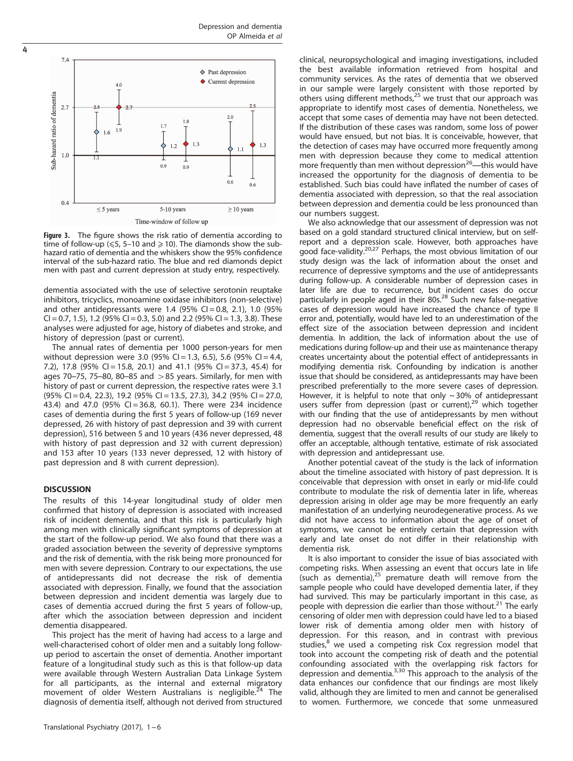7.4

Sub-hazard ratio of dementia

2.7

1.0

0.4

Past depression

Current depression

2.5

1.6

1.1

4.0

2.7

1.9

1.7

1.2

0.9

1.8

1.3

0.9

2.0

1.1

0.6

2.5

1.3

0.6

≤ 5 years

5-10 years

≥ 10 years

Time-window of follow up

**Figure 3.** The figure shows the risk ratio of dementia according to time of follow-up (⩽5, 5–10 and ⩾10). The diamonds show the sub-hazard ratio of dementia and the whiskers show the 95% confidence interval of the sub-hazard ratio. The blue and red diamonds depict men with past and current depression at study entry, respectively.

dementia associated with the use of selective serotonin reuptake inhibitors, tricyclics, monoamine oxidase inhibitors (non-selective) and other antidepressants were 1.4 (95% CI = 0.8, 2.1), 1.0 (95% CI = 0.7, 1.5), 1.2 (95% CI = 0.3, 5.0) and 2.2 (95% CI = 1.3, 3.8). These analyses were adjusted for age, history of diabetes and stroke, and history of depression (past or current).

The annual rates of dementia per 1000 person-years for men without depression were 3.0 (95% CI = 1.3, 6.5), 5.6 (95% CI = 4.4, 7.2), 17.8 (95% CI = 15.8, 20.1) and 41.1 (95% CI = 37.3, 45.4) for ages 70–75, 75–80, 80–85 and >85 years. Similarly, for men with history of past or current depression, the respective rates were 3.1 (95% CI = 0.4, 22.3), 19.2 (95% CI = 13.5, 27.3), 34.2 (95% CI = 27.0, 43.4) and 47.0 (95% CI = 36.8, 60.1). There were 234 incidence cases of dementia during the first 5 years of follow-up (169 never depressed, 26 with history of past depression and 39 with current depression), 516 between 5 and 10 years (436 never depressed, 48 with history of past depression and 32 with current depression) and 153 after 10 years (133 never depressed, 12 with history of past depression and 8 with current depression).

## DISCUSSION

The results of this 14-year longitudinal study of older men confirmed that history of depression is associated with increased risk of incident dementia, and that this risk is particularly high among men with clinically significant symptoms of depression at the start of the follow-up period. We also found that there was a graded association between the severity of depressive symptoms and the risk of dementia, with the risk being more pronounced for men with severe depression. Contrary to our expectations, the use of antidepressants did not decrease the risk of dementia associated with depression. Finally, we found that the association between depression and incident dementia was largely due to cases of dementia accrued during the first 5 years of follow-up, after which the association between depression and incident dementia disappeared.

This project has the merit of having had access to a large and well-characterised cohort of older men and a suitably long follow-up period to ascertain the onset of dementia. Another important feature of a longitudinal study such as this is that follow-up data were available through Western Australian Data Linkage System for all participants, as the internal and external migratory movement of older Western Australians is negligible.[24] The diagnosis of dementia itself, although not derived from structured clinical, neuropsychological and imaging investigations, included the best available information retrieved from hospital and community services. As the rates of dementia that we observed in our sample were largely consistent with those reported by others using different methods,[25] we trust that our approach was appropriate to identify most cases of dementia. Nonetheless, we accept that some cases of dementia may have not been detected. If the distribution of these cases was random, some loss of power would have ensued, but not bias. It is conceivable, however, that the detection of cases may have occurred more frequently among men with depression because they come to medical attention more frequently than men without depression[26]—this would have increased the opportunity for the diagnosis of dementia to be established. Such bias could have inflated the number of cases of dementia associated with depression, so that the real association between depression and dementia could be less pronounced than our numbers suggest.

We also acknowledge that our assessment of depression was not based on a gold standard structured clinical interview, but on self-report and a depression scale. However, both approaches have good face-validity.[20,27] Perhaps, the most obvious limitation of our study design was the lack of information about the onset and recurrence of depressive symptoms and the use of antidepressants during follow-up. A considerable number of depression cases in later life are due to recurrence, but incident cases do occur particularly in people aged in their 80s.[28] Such new false-negative cases of depression would have increased the chance of type II error and, potentially, would have led to an underestimation of the effect size of the association between depression and incident dementia. In addition, the lack of information about the use of medications during follow-up and their use as maintenance therapy creates uncertainty about the potential effect of antidepressants in modifying dementia risk. Confounding by indication is another issue that should be considered, as antidepressants may have been prescribed preferentially to the more severe cases of depression. However, it is helpful to note that only ~30% of antidepressant users suffer from depression (past or current),[29] which together with our finding that the use of antidepressants by men without depression had no observable beneficial effect on the risk of dementia, suggest that the overall results of our study are likely to offer an acceptable, although tentative, estimate of risk associated with depression and antidepressant use.

Another potential caveat of the study is the lack of information about the timeline associated with history of past depression. It is conceivable that depression with onset in early or mid-life could contribute to modulate the risk of dementia later in life, whereas depression arising in older age may be more frequently an early manifestation of an underlying neurodegenerative process. As we did not have access to information about the age of onset of symptoms, we cannot be entirely certain that depression with early and late onset do not differ in their relationship with dementia risk.

It is also important to consider the issue of bias associated with competing risks. When assessing an event that occurs late in life (such as dementia),[25] premature death will remove from the sample people who could have developed dementia later, if they had survived. This may be particularly important in this case, as people with depression die earlier than those without.[21] The early censoring of older men with depression could have led to a biased lower risk of dementia among older men with history of depression. For this reason, and in contrast with previous studies,[8] we used a competing risk Cox regression model that took into account the competing risk of death and the potential confounding associated with the overlapping risk factors for depression and dementia.[3,30] This approach to the analysis of the data enhances our confidence that our findings are most likely valid, although they are limited to men and cannot be generalised to women. Furthermore, we concede that some unmeasured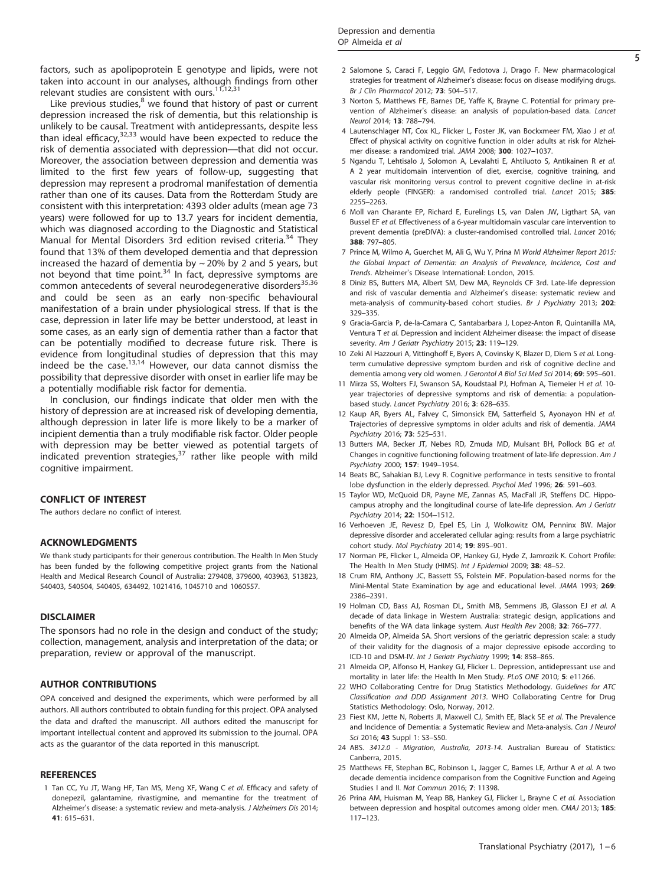factors, such as apolipoprotein E genotype and lipids, were not taken into account in our analyses, although findings from other relevant studies are consistent with ours.[11,12,31]

Like previous studies,[8] we found that history of past or current depression increased the risk of dementia, but this relationship is unlikely to be causal. Treatment with antidepressants, despite less than ideal efficacy,[32,33] would have been expected to reduce the risk of dementia associated with depression—that did not occur. Moreover, the association between depression and dementia was limited to the first few years of follow-up, suggesting that depression may represent a prodromal manifestation of dementia rather than one of its causes. Data from the Rotterdam Study are consistent with this interpretation: 4393 older adults (mean age 73 years) were followed for up to 13.7 years for incident dementia, which was diagnosed according to the Diagnostic and Statistical Manual for Mental Disorders 3rd edition revised criteria.[34] They found that 13% of them developed dementia and that depression increased the hazard of dementia by ~20% by 2 and 5 years, but not beyond that time point.[34] In fact, depressive symptoms are common antecedents of several neurodegenerative disorders[35,36] and could be seen as an early non-specific behavioural manifestation of a brain under physiological stress. If that is the case, depression in later life may be better understood, at least in some cases, as an early sign of dementia rather than a factor that can be potentially modified to decrease future risk. There is evidence from longitudinal studies of depression that this may indeed be the case.[13,14] However, our data cannot dismiss the possibility that depressive disorder with onset in earlier life may be a potentially modifiable risk factor for dementia.

In conclusion, our findings indicate that older men with the history of depression are at increased risk of developing dementia, although depression in later life is more likely to be a marker of incipient dementia than a truly modifiable risk factor. Older people with depression may be better viewed as potential targets of indicated prevention strategies,[37] rather like people with mild cognitive impairment.

## CONFLICT OF INTEREST

The authors declare no conflict of interest.

## ACKNOWLEDGMENTS

We thank study participants for their generous contribution. The Health In Men Study has been funded by the following competitive project grants from the National Health and Medical Research Council of Australia: 279408, 379600, 403963, 513823, 540403, 540504, 540405, 634492, 1021416, 1045710 and 1060557.

## DISCLAIMER

The sponsors had no role in the design and conduct of the study; collection, management, analysis and interpretation of the data; or preparation, review or approval of the manuscript.

## AUTHOR CONTRIBUTIONS

OPA conceived and designed the experiments, which were performed by all authors. All authors contributed to obtain funding for this project. OPA analysed the data and drafted the manuscript. All authors edited the manuscript for important intellectual content and approved its submission to the journal. OPA acts as the guarantor of the data reported in this manuscript.

## REFERENCES

1 Tan CC, Yu JT, Wang HF, Tan MS, Meng XF, Wang C *et al.* Efficacy and safety of donepezil, galantamine, rivastigmine, and memantine for the treatment of Alzheimer's disease: a systematic review and meta-analysis. *J Alzheimers Dis* 2014; **41**: 615–631.

2 Salomone S, Caraci F, Leggio GM, Fedotova J, Drago F. New pharmacological strategies for treatment of Alzheimer's disease: focus on disease modifying drugs. *Br J Clin Pharmacol* 2012; **73**: 504–517.

3 Norton S, Matthews FE, Barnes DE, Yaffe K, Brayne C. Potential for primary prevention of Alzheimer's disease: an analysis of population-based data. *Lancet Neurol* 2014; **13**: 788–794.

4 Lautenschlager NT, Cox KL, Flicker L, Foster JK, van Bockxmeer FM, Xiao J *et al.* Effect of physical activity on cognitive function in older adults at risk for Alzheimer disease: a randomized trial. *JAMA* 2008; **300**: 1027–1037.

5 Ngandu T, Lehtisalo J, Solomon A, Levalahti E, Ahtiluoto S, Antikainen R *et al.* A 2 year multidomain intervention of diet, exercise, cognitive training, and vascular risk monitoring versus control to prevent cognitive decline in at-risk elderly people (FINGER): a randomised controlled trial. *Lancet* 2015; **385**: 2255–2263.

6 Moll van Charante EP, Richard E, Eurelings LS, van Dalen JW, Ligthart SA, van Bussel EF *et al.* Effectiveness of a 6-year multidomain vascular care intervention to prevent dementia (preDIVA): a cluster-randomised controlled trial. *Lancet* 2016; **388**: 797–805.

7 Prince M, Wimo A, Guerchet M, Ali G, Wu Y, Prina M *World Alzheimer Report 2015: the Global Impact of Dementia: an Analysis of Prevalence, Incidence, Cost and Trends*. Alzheimer's Disease International: London, 2015.

8 Diniz BS, Butters MA, Albert SM, Dew MA, Reynolds CF 3rd. Late-life depression and risk of vascular dementia and Alzheimer's disease: systematic review and meta-analysis of community-based cohort studies. *Br J Psychiatry* 2013; **202**: 329–335.

9 Gracia-Garcia P, de-la-Camara C, Santabarbara J, Lopez-Anton R, Quintanilla MA, Ventura T *et al.* Depression and incident Alzheimer disease: the impact of disease severity. *Am J Geriatr Psychiatry* 2015; **23**: 119–129.

10 Zeki Al Hazzouri A, Vittinghoff E, Byers A, Covinsky K, Blazer D, Diem S *et al.* Long-term cumulative depressive symptom burden and risk of cognitive decline and dementia among very old women. *J Gerontol A Biol Sci Med Sci* 2014; **69**: 595–601.

11 Mirza SS, Wolters FJ, Swanson SA, Koudstaal PJ, Hofman A, Tiemeier H *et al.* 10-year trajectories of depressive symptoms and risk of dementia: a population-based study. *Lancet Psychiatry* 2016; **3**: 628–635.

12 Kaup AR, Byers AL, Falvey C, Simonsick EM, Satterfield S, Ayonayon HN *et al.* Trajectories of depressive symptoms in older adults and risk of dementia. *JAMA Psychiatry* 2016; **73**: 525–531.

13 Butters MA, Becker JT, Nebes RD, Zmuda MD, Mulsant BH, Pollock BG *et al.* Changes in cognitive functioning following treatment of late-life depression. *Am J Psychiatry* 2000; **157**: 1949–1954.

14 Beats BC, Sahakian BJ, Levy R. Cognitive performance in tests sensitive to frontal lobe dysfunction in the elderly depressed. *Psychol Med* 1996; **26**: 591–603.

15 Taylor WD, McQuoid DR, Payne ME, Zannas AS, MacFall JR, Steffens DC. Hippocampus atrophy and the longitudinal course of late-life depression. *Am J Geriatr Psychiatry* 2014; **22**: 1504–1512.

16 Verhoeven JE, Revesz D, Epel ES, Lin J, Wolkowitz OM, Penninx BW. Major depressive disorder and accelerated cellular aging: results from a large psychiatric cohort study. *Mol Psychiatry* 2014; **19**: 895–901.

17 Norman PE, Flicker L, Almeida OP, Hankey GJ, Hyde Z, Jamrozik K. Cohort Profile: The Health In Men Study (HIMS). *Int J Epidemiol* 2009; **38**: 48–52.

18 Crum RM, Anthony JC, Bassett SS, Folstein MF. Population-based norms for the Mini-Mental State Examination by age and educational level. *JAMA* 1993; **269**: 2386–2391.

19 Holman CD, Bass AJ, Rosman DL, Smith MB, Semmens JB, Glasson EJ *et al.* A decade of data linkage in Western Australia: strategic design, applications and benefits of the WA data linkage system. *Aust Health Rev* 2008; **32**: 766–777.

20 Almeida OP, Almeida SA. Short versions of the geriatric depression scale: a study of their validity for the diagnosis of a major depressive episode according to ICD-10 and DSM-IV. *Int J Geriatr Psychiatry* 1999; **14**: 858–865.

21 Almeida OP, Alfonso H, Hankey GJ, Flicker L. Depression, antidepressant use and mortality in later life: the Health In Men Study. *PLoS ONE* 2010; **5**: e11266.

22 WHO Collaborating Centre for Drug Statistics Methodology. *Guidelines for ATC Classification and DDD Assignment 2013*. WHO Collaborating Centre for Drug Statistics Methodology: Oslo, Norway, 2012.

23 Fiest KM, Jette N, Roberts JI, Maxwell CJ, Smith EE, Black SE *et al.* The Prevalence and Incidence of Dementia: a Systematic Review and Meta-analysis. *Can J Neurol Sci* 2016; **43** Suppl 1: S3–S50.

24 ABS. *3412.0 - Migration, Australia, 2013-14*. Australian Bureau of Statistics: Canberra, 2015.

25 Matthews FE, Stephan BC, Robinson L, Jagger C, Barnes LE, Arthur A *et al.* A two decade dementia incidence comparison from the Cognitive Function and Ageing Studies I and II. *Nat Commun* 2016; **7**: 11398.

26 Prina AM, Huisman M, Yeap BB, Hankey GJ, Flicker L, Brayne C *et al.* Association between depression and hospital outcomes among older men. *CMAJ* 2013; **185**: 117–123.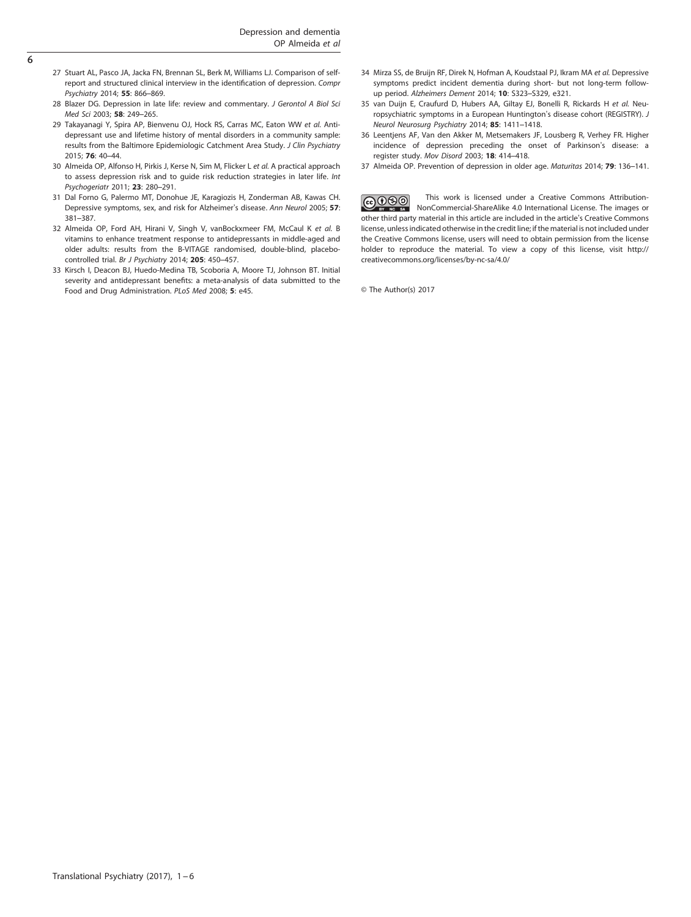27 Stuart AL, Pasco JA, Jacka FN, Brennan SL, Berk M, Williams LJ. Comparison of self-report and structured clinical interview in the identification of depression. *Compr Psychiatry* 2014; **55**: 866–869.

28 Blazer DG. Depression in late life: review and commentary. *J Gerontol A Biol Sci Med Sci* 2003; **58**: 249–265.

29 Takayanagi Y, Spira AP, Bienvenu OJ, Hock RS, Carras MC, Eaton WW *et al.* Antidepressant use and lifetime history of mental disorders in a community sample: results from the Baltimore Epidemiologic Catchment Area Study. *J Clin Psychiatry* 2015; **76**: 40–44.

30 Almeida OP, Alfonso H, Pirkis J, Kerse N, Sim M, Flicker L *et al.* A practical approach to assess depression risk and to guide risk reduction strategies in later life. *Int Psychogeriatr* 2011; **23**: 280–291.

31 Dal Forno G, Palermo MT, Donohue JE, Karagiozis H, Zonderman AB, Kawas CH. Depressive symptoms, sex, and risk for Alzheimer's disease. *Ann Neurol* 2005; **57**: 381–387.

32 Almeida OP, Ford AH, Hirani V, Singh V, vanBockxmeer FM, McCaul K *et al.* B vitamins to enhance treatment response to antidepressants in middle-aged and older adults: results from the B-VITAGE randomised, double-blind, placebo-controlled trial. *Br J Psychiatry* 2014; **205**: 450–457.

33 Kirsch I, Deacon BJ, Huedo-Medina TB, Scoboria A, Moore TJ, Johnson BT. Initial severity and antidepressant benefits: a meta-analysis of data submitted to the Food and Drug Administration. *PLoS Med* 2008; **5**: e45.

34 Mirza SS, de Bruijn RF, Direk N, Hofman A, Koudstaal PJ, Ikram MA *et al.* Depressive symptoms predict incident dementia during short- but not long-term follow-up period. *Alzheimers Dement* 2014; **10**: S323–S329, e321.

35 van Duijn E, Craufurd D, Hubers AA, Giltay EJ, Bonelli R, Rickards H *et al.* Neuropsychiatric symptoms in a European Huntington's disease cohort (REGISTRY). *J Neurol Neurosurg Psychiatry* 2014; **85**: 1411–1418.

36 Leentjens AF, Van den Akker M, Metsemakers JF, Lousberg R, Verhey FR. Higher incidence of depression preceding the onset of Parkinson's disease: a register study. *Mov Disord* 2003; **18**: 414–418.

37 Almeida OP. Prevention of depression in older age. *Maturitas* 2014; **79**: 136–141.

This work is licensed under a Creative Commons Attribution-NonCommercial-ShareAlike 4.0 International License. The images or other third party material in this article are included in the article's Creative Commons license, unless indicated otherwise in the credit line; if the material is not included under the Creative Commons license, users will need to obtain permission from the license holder to reproduce the material. To view a copy of this license, visit http://creativecommons.org/licenses/by-nc-sa/4.0/

© The Author(s) 2017